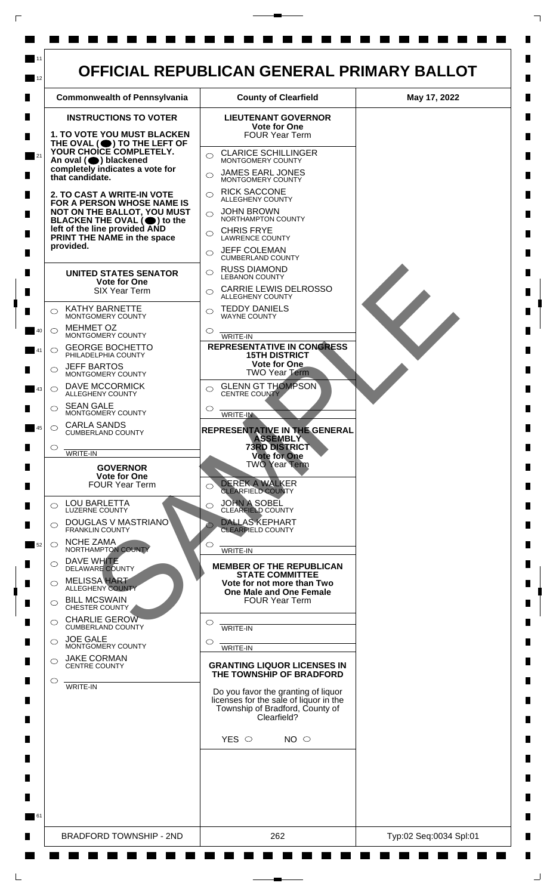# OFFICIAL REPUBLICAN GENERAL PRIMARY BALLOT

| Commonwealth of Pennsylvania | County of Clearfield | May 17, 2022 |
|---|---|---|

## INSTRUCTIONS TO VOTER

**1. TO VOTE YOU MUST BLACKEN THE OVAL (⬤) TO THE LEFT OF YOUR CHOICE COMPLETELY.** An oval (⬤) blackened completely indicates a vote for that candidate.

**2. TO CAST A WRITE-IN VOTE FOR A PERSON WHOSE NAME IS NOT ON THE BALLOT, YOU MUST BLACKEN THE OVAL (⬤) to the left of the line provided AND PRINT THE NAME in the space provided.**

### UNITED STATES SENATOR
**Vote for One**
SIX Year Term

- ○ KATHY BARNETTE — MONTGOMERY COUNTY
- ○ MEHMET OZ — MONTGOMERY COUNTY
- ○ GEORGE BOCHETTO — PHILADELPHIA COUNTY
- ○ JEFF BARTOS — MONTGOMERY COUNTY
- ○ DAVE MCCORMICK — ALLEGHENY COUNTY
- ○ SEAN GALE — MONTGOMERY COUNTY
- ○ CARLA SANDS — CUMBERLAND COUNTY
- ○ ________ WRITE-IN

### GOVERNOR
**Vote for One**
FOUR Year Term

- ○ LOU BARLETTA — LUZERNE COUNTY
- ○ DOUGLAS V MASTRIANO — FRANKLIN COUNTY
- ○ NCHE ZAMA — NORTHAMPTON COUNTY
- ○ DAVE WHITE — DELAWARE COUNTY
- ○ MELISSA HART — ALLEGHENY COUNTY
- ○ BILL MCSWAIN — CHESTER COUNTY
- ○ CHARLIE GEROW — CUMBERLAND COUNTY
- ○ JOE GALE — MONTGOMERY COUNTY
- ○ JAKE CORMAN — CENTRE COUNTY
- ○ ________ WRITE-IN

### LIEUTENANT GOVERNOR
**Vote for One**
FOUR Year Term

- ○ CLARICE SCHILLINGER — MONTGOMERY COUNTY
- ○ JAMES EARL JONES — MONTGOMERY COUNTY
- ○ RICK SACCONE — ALLEGHENY COUNTY
- ○ JOHN BROWN — NORTHAMPTON COUNTY
- ○ CHRIS FRYE — LAWRENCE COUNTY
- ○ JEFF COLEMAN — CUMBERLAND COUNTY
- ○ RUSS DIAMOND — LEBANON COUNTY
- ○ CARRIE LEWIS DELROSSO — ALLEGHENY COUNTY
- ○ TEDDY DANIELS — WAYNE COUNTY
- ○ ________ WRITE-IN

### REPRESENTATIVE IN CONGRESS
**15TH DISTRICT**
**Vote for One**
TWO Year Term

- ○ GLENN GT THOMPSON — CENTRE COUNTY
- ○ ________ WRITE-IN

### REPRESENTATIVE IN THE GENERAL ASSEMBLY
**73RD DISTRICT**
**Vote for One**
TWO Year Term

- ○ DEREK A WALKER — CLEARFIELD COUNTY
- ○ JOHN A SOBEL — CLEARFIELD COUNTY
- ○ DALLAS KEPHART — CLEARFIELD COUNTY
- ○ ________ WRITE-IN

### MEMBER OF THE REPUBLICAN STATE COMMITTEE
**Vote for not more than Two**
**One Male and One Female**
FOUR Year Term

- ○ ________ WRITE-IN
- ○ ________ WRITE-IN

### GRANTING LIQUOR LICENSES IN THE TOWNSHIP OF BRADFORD

Do you favor the granting of liquor licenses for the sale of liquor in the Township of Bradford, County of Clearfield?

YES ○ NO ○

SAMPLE

| BRADFORD TOWNSHIP - 2ND | 262 | Typ:02 Seq:0034 Spl:01 |
|---|---|---|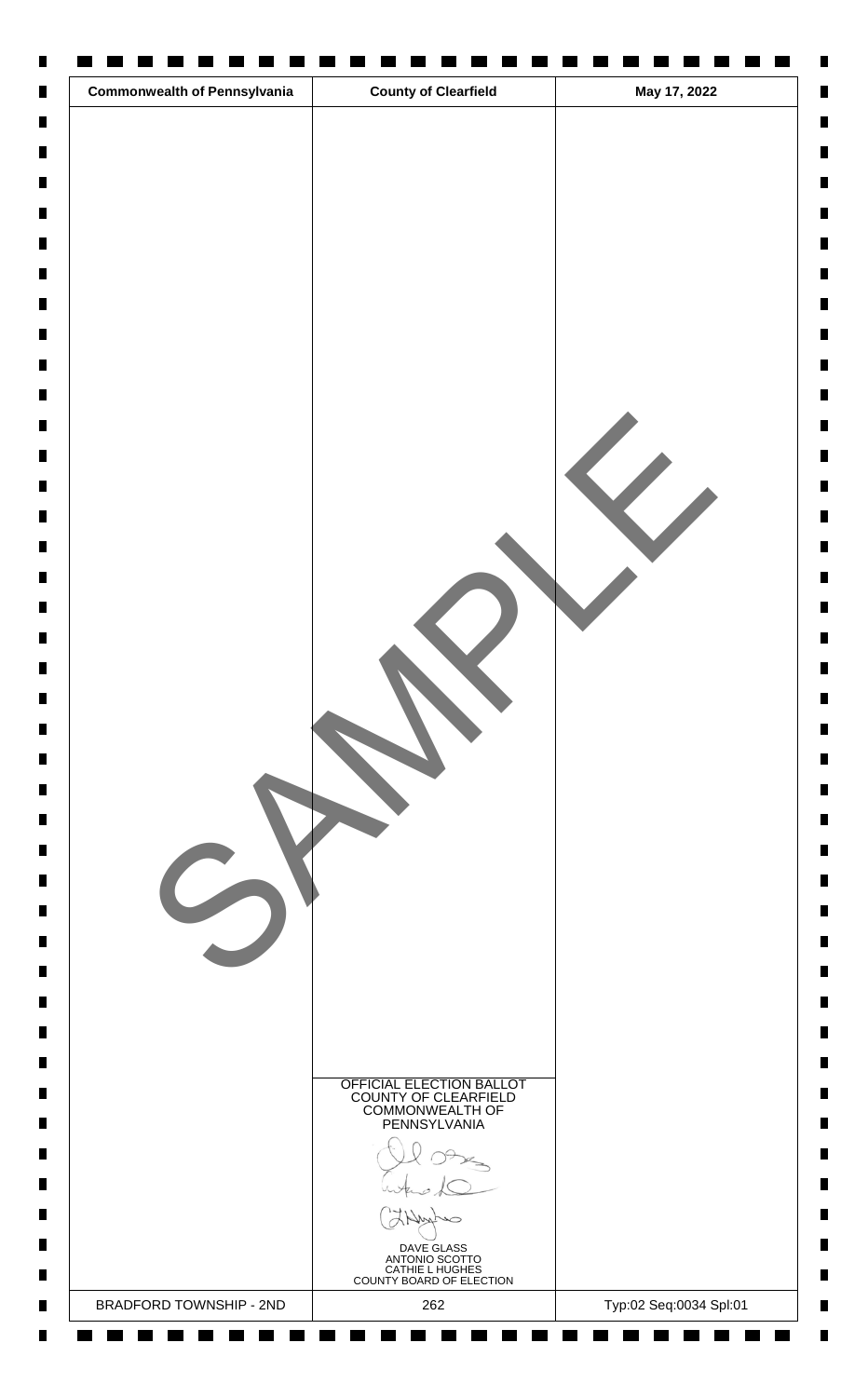| Commonwealth of Pennsylvania | County of Clearfield | May 17, 2022 |
|---|---|---|
| | | |
| | OFFICIAL ELECTION BALLOT<br>COUNTY OF CLEARFIELD<br>COMMONWEALTH OF PENNSYLVANIA<br><br>DAVE GLASS<br>ANTONIO SCOTTO<br>CATHIE L HUGHES<br>COUNTY BOARD OF ELECTION | |
| BRADFORD TOWNSHIP - 2ND | 262 | Typ:02 Seq:0034 Spl:01 |

SAMPLE